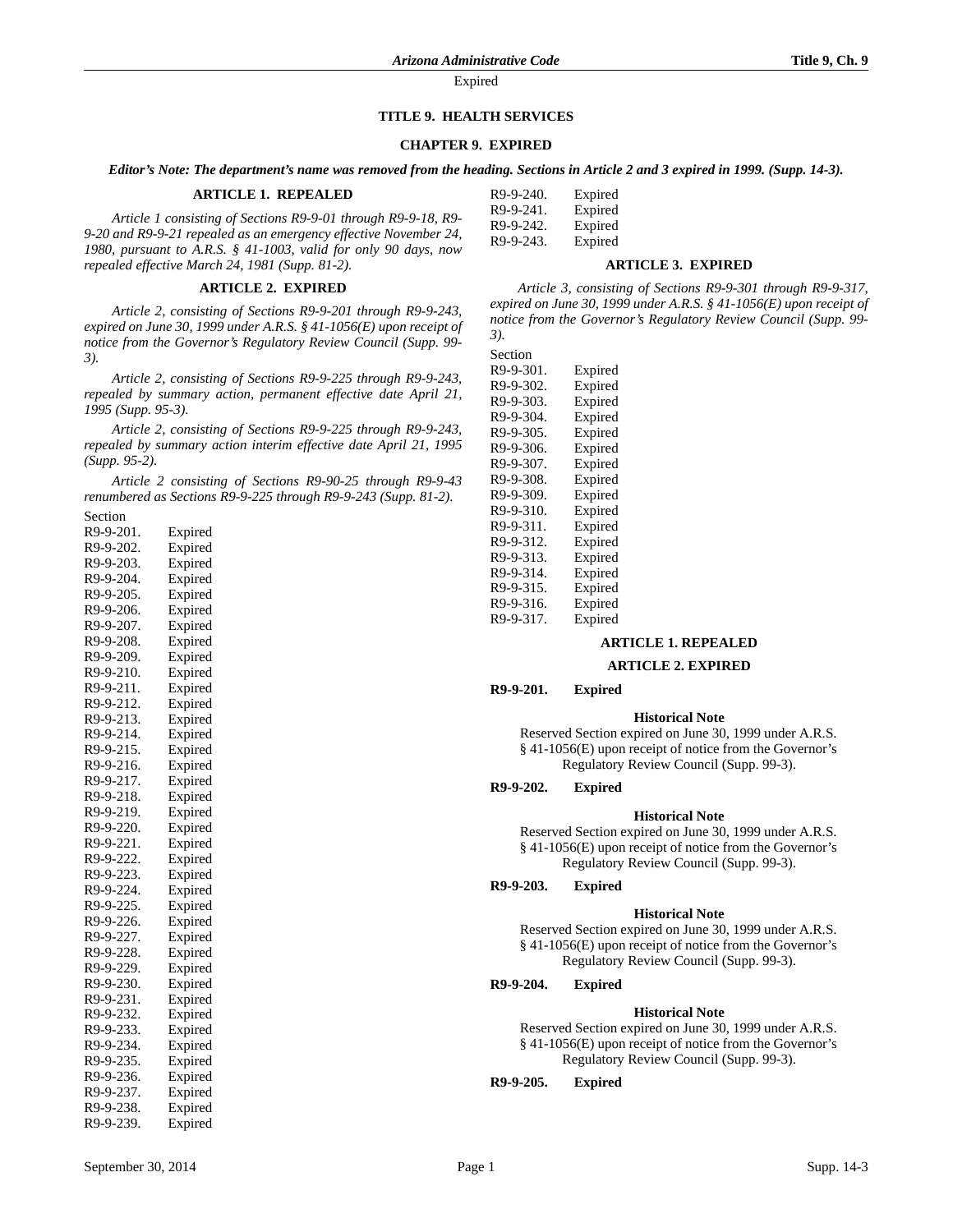# TITLE 9. HEALTH SERVICES

## CHAPTER 9. EXPIRED

***Editor's Note: The department's name was removed from the heading. Sections in Article 2 and 3 expired in 1999. (Supp. 14-3).***

### ARTICLE 1. REPEALED

*Article 1 consisting of Sections R9-9-01 through R9-9-18, R9-9-20 and R9-9-21 repealed as an emergency effective November 24, 1980, pursuant to A.R.S. § 41-1003, valid for only 90 days, now repealed effective March 24, 1981 (Supp. 81-2).*

### ARTICLE 2. EXPIRED

*Article 2, consisting of Sections R9-9-201 through R9-9-243, expired on June 30, 1999 under A.R.S. § 41-1056(E) upon receipt of notice from the Governor's Regulatory Review Council (Supp. 99-3).*

*Article 2, consisting of Sections R9-9-225 through R9-9-243, repealed by summary action, permanent effective date April 21, 1995 (Supp. 95-3).*

*Article 2, consisting of Sections R9-9-225 through R9-9-243, repealed by summary action interim effective date April 21, 1995 (Supp. 95-2).*

*Article 2 consisting of Sections R9-90-25 through R9-9-43 renumbered as Sections R9-9-225 through R9-9-243 (Supp. 81-2).*

Section
R9-9-201. Expired
R9-9-202. Expired
R9-9-203. Expired
R9-9-204. Expired
R9-9-205. Expired
R9-9-206. Expired
R9-9-207. Expired
R9-9-208. Expired
R9-9-209. Expired
R9-9-210. Expired
R9-9-211. Expired
R9-9-212. Expired
R9-9-213. Expired
R9-9-214. Expired
R9-9-215. Expired
R9-9-216. Expired
R9-9-217. Expired
R9-9-218. Expired
R9-9-219. Expired
R9-9-220. Expired
R9-9-221. Expired
R9-9-222. Expired
R9-9-223. Expired
R9-9-224. Expired
R9-9-225. Expired
R9-9-226. Expired
R9-9-227. Expired
R9-9-228. Expired
R9-9-229. Expired
R9-9-230. Expired
R9-9-231. Expired
R9-9-232. Expired
R9-9-233. Expired
R9-9-234. Expired
R9-9-235. Expired
R9-9-236. Expired
R9-9-237. Expired
R9-9-238. Expired
R9-9-239. Expired
R9-9-240. Expired
R9-9-241. Expired
R9-9-242. Expired
R9-9-243. Expired

### ARTICLE 3. EXPIRED

*Article 3, consisting of Sections R9-9-301 through R9-9-317, expired on June 30, 1999 under A.R.S. § 41-1056(E) upon receipt of notice from the Governor's Regulatory Review Council (Supp. 99-3).*

Section
R9-9-301. Expired
R9-9-302. Expired
R9-9-303. Expired
R9-9-304. Expired
R9-9-305. Expired
R9-9-306. Expired
R9-9-307. Expired
R9-9-308. Expired
R9-9-309. Expired
R9-9-310. Expired
R9-9-311. Expired
R9-9-312. Expired
R9-9-313. Expired
R9-9-314. Expired
R9-9-315. Expired
R9-9-316. Expired
R9-9-317. Expired

### ARTICLE 1. REPEALED

### ARTICLE 2. EXPIRED

**R9-9-201. Expired**

**Historical Note**

Reserved Section expired on June 30, 1999 under A.R.S. § 41-1056(E) upon receipt of notice from the Governor's Regulatory Review Council (Supp. 99-3).

**R9-9-202. Expired**

**Historical Note**

Reserved Section expired on June 30, 1999 under A.R.S. § 41-1056(E) upon receipt of notice from the Governor's Regulatory Review Council (Supp. 99-3).

**R9-9-203. Expired**

**Historical Note**

Reserved Section expired on June 30, 1999 under A.R.S. § 41-1056(E) upon receipt of notice from the Governor's Regulatory Review Council (Supp. 99-3).

**R9-9-204. Expired**

**Historical Note**

Reserved Section expired on June 30, 1999 under A.R.S. § 41-1056(E) upon receipt of notice from the Governor's Regulatory Review Council (Supp. 99-3).

**R9-9-205. Expired**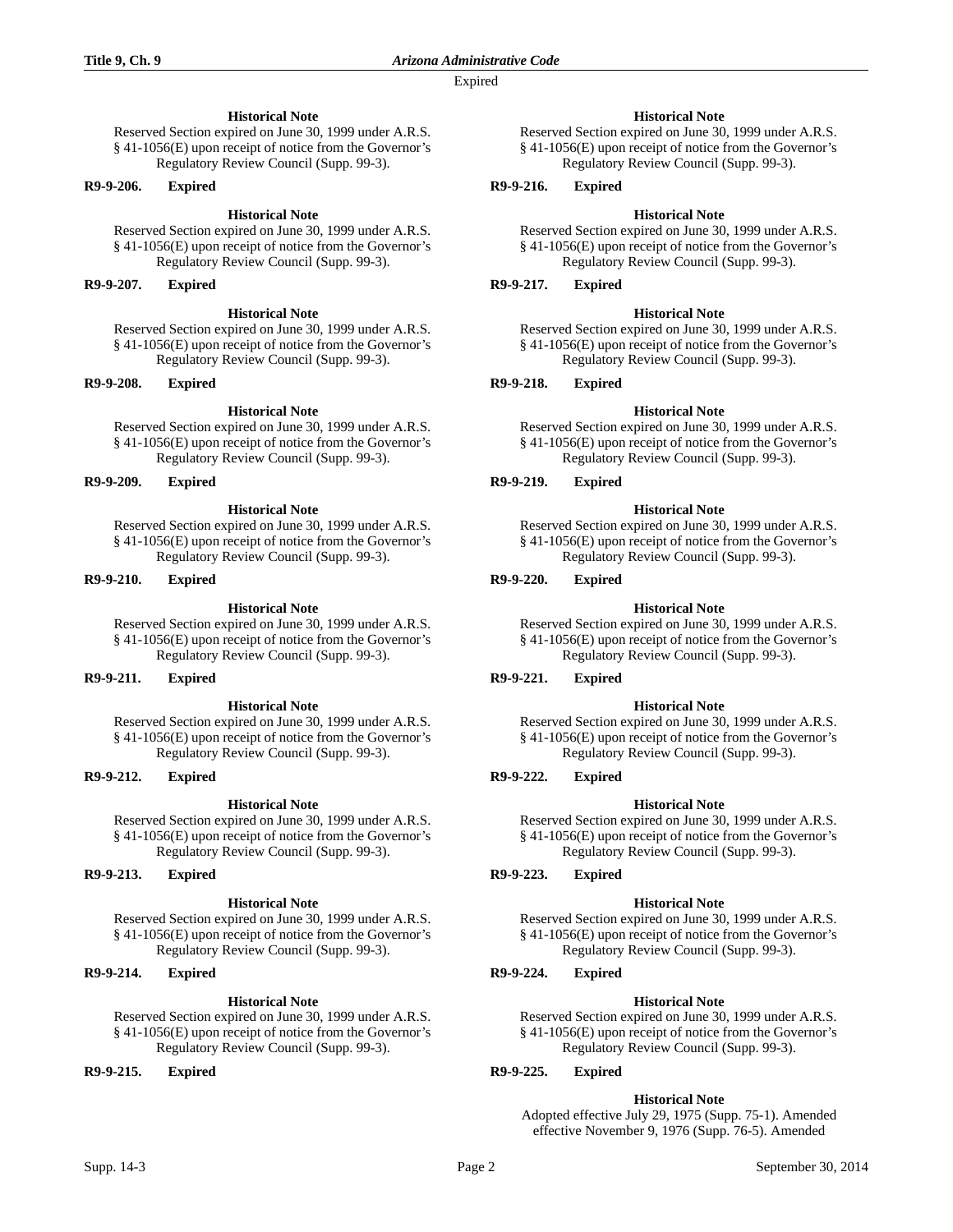**Historical Note**

Reserved Section expired on June 30, 1999 under A.R.S. § 41-1056(E) upon receipt of notice from the Governor's Regulatory Review Council (Supp. 99-3).

**R9-9-206. Expired**

**Historical Note**

Reserved Section expired on June 30, 1999 under A.R.S. § 41-1056(E) upon receipt of notice from the Governor's Regulatory Review Council (Supp. 99-3).

**R9-9-207. Expired**

**Historical Note**

Reserved Section expired on June 30, 1999 under A.R.S. § 41-1056(E) upon receipt of notice from the Governor's Regulatory Review Council (Supp. 99-3).

**R9-9-208. Expired**

**Historical Note**

Reserved Section expired on June 30, 1999 under A.R.S. § 41-1056(E) upon receipt of notice from the Governor's Regulatory Review Council (Supp. 99-3).

**R9-9-209. Expired**

**Historical Note**

Reserved Section expired on June 30, 1999 under A.R.S. § 41-1056(E) upon receipt of notice from the Governor's Regulatory Review Council (Supp. 99-3).

**R9-9-210. Expired**

**Historical Note**

Reserved Section expired on June 30, 1999 under A.R.S. § 41-1056(E) upon receipt of notice from the Governor's Regulatory Review Council (Supp. 99-3).

**R9-9-211. Expired**

**Historical Note**

Reserved Section expired on June 30, 1999 under A.R.S. § 41-1056(E) upon receipt of notice from the Governor's Regulatory Review Council (Supp. 99-3).

**R9-9-212. Expired**

**Historical Note**

Reserved Section expired on June 30, 1999 under A.R.S. § 41-1056(E) upon receipt of notice from the Governor's Regulatory Review Council (Supp. 99-3).

**R9-9-213. Expired**

**Historical Note**

Reserved Section expired on June 30, 1999 under A.R.S. § 41-1056(E) upon receipt of notice from the Governor's Regulatory Review Council (Supp. 99-3).

**R9-9-214. Expired**

**Historical Note**

Reserved Section expired on June 30, 1999 under A.R.S. § 41-1056(E) upon receipt of notice from the Governor's Regulatory Review Council (Supp. 99-3).

**R9-9-215. Expired**

**Historical Note**

Reserved Section expired on June 30, 1999 under A.R.S. § 41-1056(E) upon receipt of notice from the Governor's Regulatory Review Council (Supp. 99-3).

**R9-9-216. Expired**

**Historical Note**

Reserved Section expired on June 30, 1999 under A.R.S. § 41-1056(E) upon receipt of notice from the Governor's Regulatory Review Council (Supp. 99-3).

**R9-9-217. Expired**

**Historical Note**

Reserved Section expired on June 30, 1999 under A.R.S. § 41-1056(E) upon receipt of notice from the Governor's Regulatory Review Council (Supp. 99-3).

**R9-9-218. Expired**

**Historical Note**

Reserved Section expired on June 30, 1999 under A.R.S. § 41-1056(E) upon receipt of notice from the Governor's Regulatory Review Council (Supp. 99-3).

**R9-9-219. Expired**

**Historical Note**

Reserved Section expired on June 30, 1999 under A.R.S. § 41-1056(E) upon receipt of notice from the Governor's Regulatory Review Council (Supp. 99-3).

**R9-9-220. Expired**

**Historical Note**

Reserved Section expired on June 30, 1999 under A.R.S. § 41-1056(E) upon receipt of notice from the Governor's Regulatory Review Council (Supp. 99-3).

**R9-9-221. Expired**

**Historical Note**

Reserved Section expired on June 30, 1999 under A.R.S. § 41-1056(E) upon receipt of notice from the Governor's Regulatory Review Council (Supp. 99-3).

**R9-9-222. Expired**

**Historical Note**

Reserved Section expired on June 30, 1999 under A.R.S. § 41-1056(E) upon receipt of notice from the Governor's Regulatory Review Council (Supp. 99-3).

**R9-9-223. Expired**

**Historical Note**

Reserved Section expired on June 30, 1999 under A.R.S. § 41-1056(E) upon receipt of notice from the Governor's Regulatory Review Council (Supp. 99-3).

**R9-9-224. Expired**

**Historical Note**

Reserved Section expired on June 30, 1999 under A.R.S. § 41-1056(E) upon receipt of notice from the Governor's Regulatory Review Council (Supp. 99-3).

**R9-9-225. Expired**

**Historical Note**

Adopted effective July 29, 1975 (Supp. 75-1). Amended effective November 9, 1976 (Supp. 76-5). Amended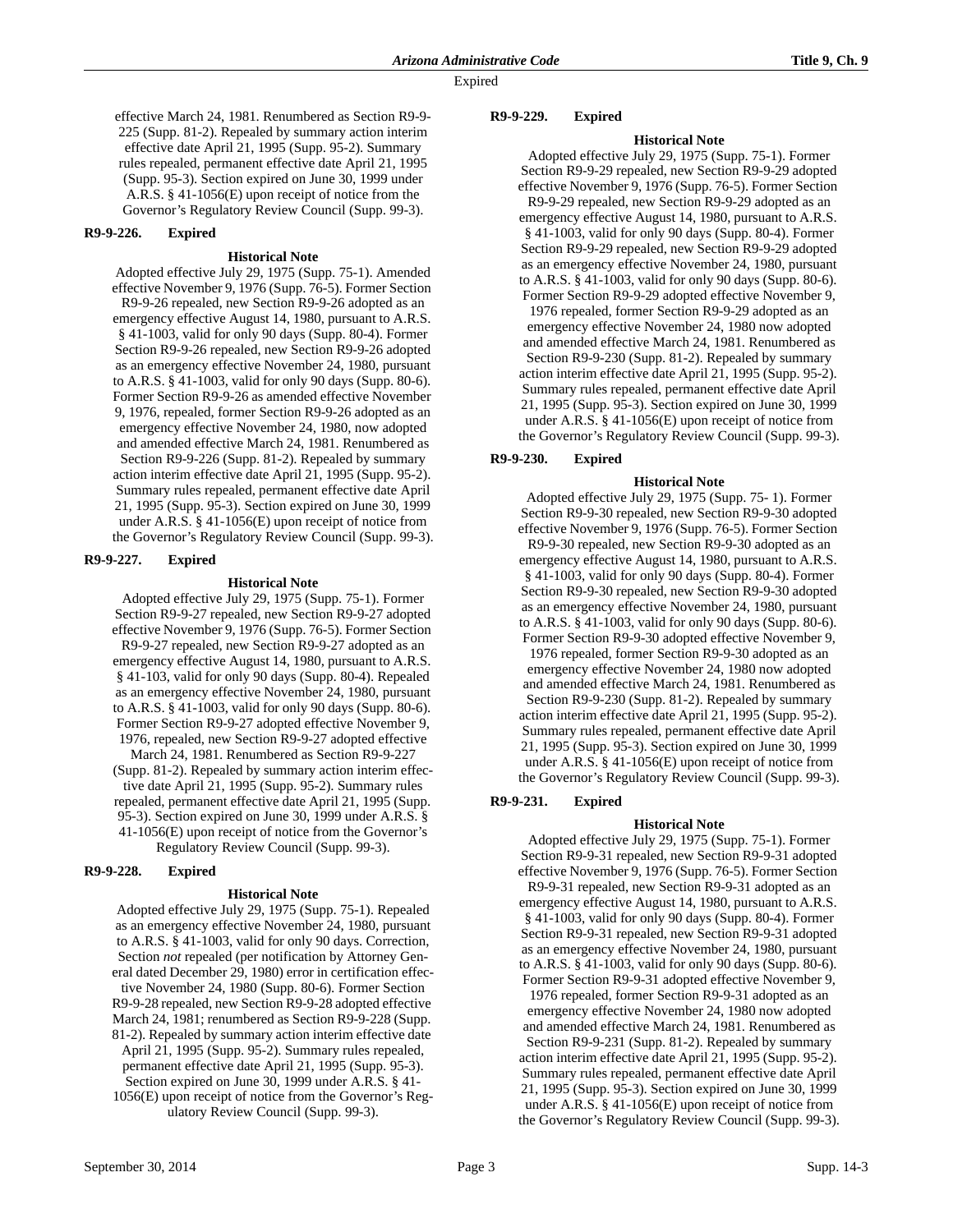effective March 24, 1981. Renumbered as Section R9-9-225 (Supp. 81-2). Repealed by summary action interim effective date April 21, 1995 (Supp. 95-2). Summary rules repealed, permanent effective date April 21, 1995 (Supp. 95-3). Section expired on June 30, 1999 under A.R.S. § 41-1056(E) upon receipt of notice from the Governor's Regulatory Review Council (Supp. 99-3).

**R9-9-226. Expired**

**Historical Note**

Adopted effective July 29, 1975 (Supp. 75-1). Amended effective November 9, 1976 (Supp. 76-5). Former Section R9-9-26 repealed, new Section R9-9-26 adopted as an emergency effective August 14, 1980, pursuant to A.R.S. § 41-1003, valid for only 90 days (Supp. 80-4). Former Section R9-9-26 repealed, new Section R9-9-26 adopted as an emergency effective November 24, 1980, pursuant to A.R.S. § 41-1003, valid for only 90 days (Supp. 80-6). Former Section R9-9-26 as amended effective November 9, 1976, repealed, former Section R9-9-26 adopted as an emergency effective November 24, 1980, now adopted and amended effective March 24, 1981. Renumbered as Section R9-9-226 (Supp. 81-2). Repealed by summary action interim effective date April 21, 1995 (Supp. 95-2). Summary rules repealed, permanent effective date April 21, 1995 (Supp. 95-3). Section expired on June 30, 1999 under A.R.S. § 41-1056(E) upon receipt of notice from the Governor's Regulatory Review Council (Supp. 99-3).

**R9-9-227. Expired**

**Historical Note**

Adopted effective July 29, 1975 (Supp. 75-1). Former Section R9-9-27 repealed, new Section R9-9-27 adopted effective November 9, 1976 (Supp. 76-5). Former Section R9-9-27 repealed, new Section R9-9-27 adopted as an emergency effective August 14, 1980, pursuant to A.R.S. § 41-103, valid for only 90 days (Supp. 80-4). Repealed as an emergency effective November 24, 1980, pursuant to A.R.S. § 41-1003, valid for only 90 days (Supp. 80-6). Former Section R9-9-27 adopted effective November 9, 1976, repealed, new Section R9-9-27 adopted effective March 24, 1981. Renumbered as Section R9-9-227 (Supp. 81-2). Repealed by summary action interim effective date April 21, 1995 (Supp. 95-2). Summary rules repealed, permanent effective date April 21, 1995 (Supp. 95-3). Section expired on June 30, 1999 under A.R.S. § 41-1056(E) upon receipt of notice from the Governor's Regulatory Review Council (Supp. 99-3).

**R9-9-228. Expired**

**Historical Note**

Adopted effective July 29, 1975 (Supp. 75-1). Repealed as an emergency effective November 24, 1980, pursuant to A.R.S. § 41-1003, valid for only 90 days. Correction, Section *not* repealed (per notification by Attorney General dated December 29, 1980) error in certification effective November 24, 1980 (Supp. 80-6). Former Section R9-9-28 repealed, new Section R9-9-28 adopted effective March 24, 1981; renumbered as Section R9-9-228 (Supp. 81-2). Repealed by summary action interim effective date April 21, 1995 (Supp. 95-2). Summary rules repealed, permanent effective date April 21, 1995 (Supp. 95-3). Section expired on June 30, 1999 under A.R.S. § 41-1056(E) upon receipt of notice from the Governor's Regulatory Review Council (Supp. 99-3).

**R9-9-229. Expired**

**Historical Note**

Adopted effective July 29, 1975 (Supp. 75-1). Former Section R9-9-29 repealed, new Section R9-9-29 adopted effective November 9, 1976 (Supp. 76-5). Former Section R9-9-29 repealed, new Section R9-9-29 adopted as an emergency effective August 14, 1980, pursuant to A.R.S. § 41-1003, valid for only 90 days (Supp. 80-4). Former Section R9-9-29 repealed, new Section R9-9-29 adopted as an emergency effective November 24, 1980, pursuant to A.R.S. § 41-1003, valid for only 90 days (Supp. 80-6). Former Section R9-9-29 adopted effective November 9, 1976 repealed, former Section R9-9-29 adopted as an emergency effective November 24, 1980 now adopted and amended effective March 24, 1981. Renumbered as Section R9-9-230 (Supp. 81-2). Repealed by summary action interim effective date April 21, 1995 (Supp. 95-2). Summary rules repealed, permanent effective date April 21, 1995 (Supp. 95-3). Section expired on June 30, 1999 under A.R.S. § 41-1056(E) upon receipt of notice from the Governor's Regulatory Review Council (Supp. 99-3).

**R9-9-230. Expired**

**Historical Note**

Adopted effective July 29, 1975 (Supp. 75- 1). Former Section R9-9-30 repealed, new Section R9-9-30 adopted effective November 9, 1976 (Supp. 76-5). Former Section R9-9-30 repealed, new Section R9-9-30 adopted as an emergency effective August 14, 1980, pursuant to A.R.S. § 41-1003, valid for only 90 days (Supp. 80-4). Former Section R9-9-30 repealed, new Section R9-9-30 adopted as an emergency effective November 24, 1980, pursuant to A.R.S. § 41-1003, valid for only 90 days (Supp. 80-6). Former Section R9-9-30 adopted effective November 9, 1976 repealed, former Section R9-9-30 adopted as an emergency effective November 24, 1980 now adopted and amended effective March 24, 1981. Renumbered as Section R9-9-230 (Supp. 81-2). Repealed by summary action interim effective date April 21, 1995 (Supp. 95-2). Summary rules repealed, permanent effective date April 21, 1995 (Supp. 95-3). Section expired on June 30, 1999 under A.R.S. § 41-1056(E) upon receipt of notice from the Governor's Regulatory Review Council (Supp. 99-3).

**R9-9-231. Expired**

**Historical Note**

Adopted effective July 29, 1975 (Supp. 75-1). Former Section R9-9-31 repealed, new Section R9-9-31 adopted effective November 9, 1976 (Supp. 76-5). Former Section R9-9-31 repealed, new Section R9-9-31 adopted as an emergency effective August 14, 1980, pursuant to A.R.S. § 41-1003, valid for only 90 days (Supp. 80-4). Former Section R9-9-31 repealed, new Section R9-9-31 adopted as an emergency effective November 24, 1980, pursuant to A.R.S. § 41-1003, valid for only 90 days (Supp. 80-6). Former Section R9-9-31 adopted effective November 9, 1976 repealed, former Section R9-9-31 adopted as an emergency effective November 24, 1980 now adopted and amended effective March 24, 1981. Renumbered as Section R9-9-231 (Supp. 81-2). Repealed by summary action interim effective date April 21, 1995 (Supp. 95-2). Summary rules repealed, permanent effective date April 21, 1995 (Supp. 95-3). Section expired on June 30, 1999 under A.R.S. § 41-1056(E) upon receipt of notice from the Governor's Regulatory Review Council (Supp. 99-3).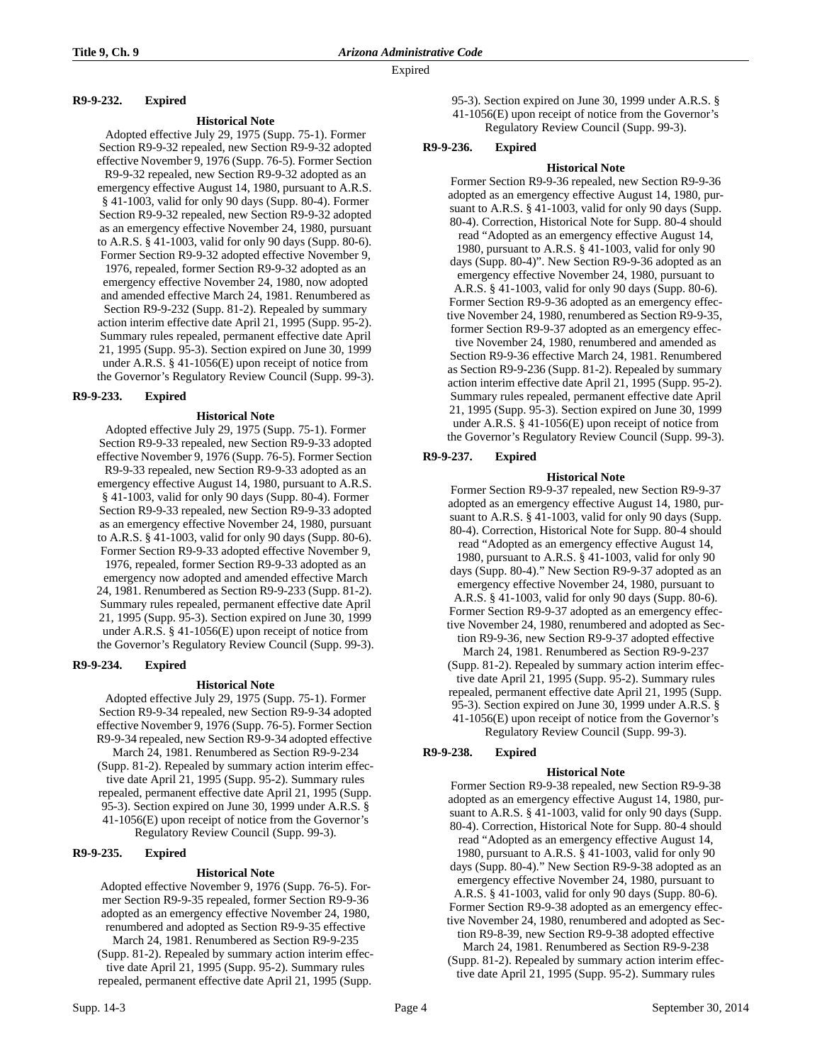Expired

**R9-9-232. Expired**

**Historical Note**

Adopted effective July 29, 1975 (Supp. 75-1). Former Section R9-9-32 repealed, new Section R9-9-32 adopted effective November 9, 1976 (Supp. 76-5). Former Section R9-9-32 repealed, new Section R9-9-32 adopted as an emergency effective August 14, 1980, pursuant to A.R.S. § 41-1003, valid for only 90 days (Supp. 80-4). Former Section R9-9-32 repealed, new Section R9-9-32 adopted as an emergency effective November 24, 1980, pursuant to A.R.S. § 41-1003, valid for only 90 days (Supp. 80-6). Former Section R9-9-32 adopted effective November 9, 1976, repealed, former Section R9-9-32 adopted as an emergency effective November 24, 1980, now adopted and amended effective March 24, 1981. Renumbered as Section R9-9-232 (Supp. 81-2). Repealed by summary action interim effective date April 21, 1995 (Supp. 95-2). Summary rules repealed, permanent effective date April 21, 1995 (Supp. 95-3). Section expired on June 30, 1999 under A.R.S. § 41-1056(E) upon receipt of notice from the Governor's Regulatory Review Council (Supp. 99-3).

**R9-9-233. Expired**

**Historical Note**

Adopted effective July 29, 1975 (Supp. 75-1). Former Section R9-9-33 repealed, new Section R9-9-33 adopted effective November 9, 1976 (Supp. 76-5). Former Section R9-9-33 repealed, new Section R9-9-33 adopted as an emergency effective August 14, 1980, pursuant to A.R.S. § 41-1003, valid for only 90 days (Supp. 80-4). Former Section R9-9-33 repealed, new Section R9-9-33 adopted as an emergency effective November 24, 1980, pursuant to A.R.S. § 41-1003, valid for only 90 days (Supp. 80-6). Former Section R9-9-33 adopted effective November 9, 1976, repealed, former Section R9-9-33 adopted as an emergency now adopted and amended effective March 24, 1981. Renumbered as Section R9-9-233 (Supp. 81-2). Summary rules repealed, permanent effective date April 21, 1995 (Supp. 95-3). Section expired on June 30, 1999 under A.R.S. § 41-1056(E) upon receipt of notice from the Governor's Regulatory Review Council (Supp. 99-3).

**R9-9-234. Expired**

**Historical Note**

Adopted effective July 29, 1975 (Supp. 75-1). Former Section R9-9-34 repealed, new Section R9-9-34 adopted effective November 9, 1976 (Supp. 76-5). Former Section R9-9-34 repealed, new Section R9-9-34 adopted effective March 24, 1981. Renumbered as Section R9-9-234 (Supp. 81-2). Repealed by summary action interim effective date April 21, 1995 (Supp. 95-2). Summary rules repealed, permanent effective date April 21, 1995 (Supp. 95-3). Section expired on June 30, 1999 under A.R.S. § 41-1056(E) upon receipt of notice from the Governor's Regulatory Review Council (Supp. 99-3).

**R9-9-235. Expired**

**Historical Note**

Adopted effective November 9, 1976 (Supp. 76-5). Former Section R9-9-35 repealed, former Section R9-9-36 adopted as an emergency effective November 24, 1980, renumbered and adopted as Section R9-9-35 effective March 24, 1981. Renumbered as Section R9-9-235 (Supp. 81-2). Repealed by summary action interim effective date April 21, 1995 (Supp. 95-2). Summary rules repealed, permanent effective date April 21, 1995 (Supp. 95-3). Section expired on June 30, 1999 under A.R.S. § 41-1056(E) upon receipt of notice from the Governor's Regulatory Review Council (Supp. 99-3).

**R9-9-236. Expired**

**Historical Note**

Former Section R9-9-36 repealed, new Section R9-9-36 adopted as an emergency effective August 14, 1980, pursuant to A.R.S. § 41-1003, valid for only 90 days (Supp. 80-4). Correction, Historical Note for Supp. 80-4 should read "Adopted as an emergency effective August 14, 1980, pursuant to A.R.S. § 41-1003, valid for only 90 days (Supp. 80-4)". New Section R9-9-36 adopted as an emergency effective November 24, 1980, pursuant to A.R.S. § 41-1003, valid for only 90 days (Supp. 80-6). Former Section R9-9-36 adopted as an emergency effective November 24, 1980, renumbered as Section R9-9-35, former Section R9-9-37 adopted as an emergency effective November 24, 1980, renumbered and amended as Section R9-9-36 effective March 24, 1981. Renumbered as Section R9-9-236 (Supp. 81-2). Repealed by summary action interim effective date April 21, 1995 (Supp. 95-2). Summary rules repealed, permanent effective date April 21, 1995 (Supp. 95-3). Section expired on June 30, 1999 under A.R.S. § 41-1056(E) upon receipt of notice from the Governor's Regulatory Review Council (Supp. 99-3).

**R9-9-237. Expired**

**Historical Note**

Former Section R9-9-37 repealed, new Section R9-9-37 adopted as an emergency effective August 14, 1980, pursuant to A.R.S. § 41-1003, valid for only 90 days (Supp. 80-4). Correction, Historical Note for Supp. 80-4 should read "Adopted as an emergency effective August 14, 1980, pursuant to A.R.S. § 41-1003, valid for only 90 days (Supp. 80-4)." New Section R9-9-37 adopted as an emergency effective November 24, 1980, pursuant to A.R.S. § 41-1003, valid for only 90 days (Supp. 80-6). Former Section R9-9-37 adopted as an emergency effective November 24, 1980, renumbered and adopted as Section R9-9-36, new Section R9-9-37 adopted effective March 24, 1981. Renumbered as Section R9-9-237 (Supp. 81-2). Repealed by summary action interim effective date April 21, 1995 (Supp. 95-2). Summary rules repealed, permanent effective date April 21, 1995 (Supp. 95-3). Section expired on June 30, 1999 under A.R.S. § 41-1056(E) upon receipt of notice from the Governor's Regulatory Review Council (Supp. 99-3).

**R9-9-238. Expired**

**Historical Note**

Former Section R9-9-38 repealed, new Section R9-9-38 adopted as an emergency effective August 14, 1980, pursuant to A.R.S. § 41-1003, valid for only 90 days (Supp. 80-4). Correction, Historical Note for Supp. 80-4 should read "Adopted as an emergency effective August 14, 1980, pursuant to A.R.S. § 41-1003, valid for only 90 days (Supp. 80-4)." New Section R9-9-38 adopted as an emergency effective November 24, 1980, pursuant to A.R.S. § 41-1003, valid for only 90 days (Supp. 80-6). Former Section R9-9-38 adopted as an emergency effective November 24, 1980, renumbered and adopted as Section R9-8-39, new Section R9-9-38 adopted effective March 24, 1981. Renumbered as Section R9-9-238 (Supp. 81-2). Repealed by summary action interim effective date April 21, 1995 (Supp. 95-2). Summary rules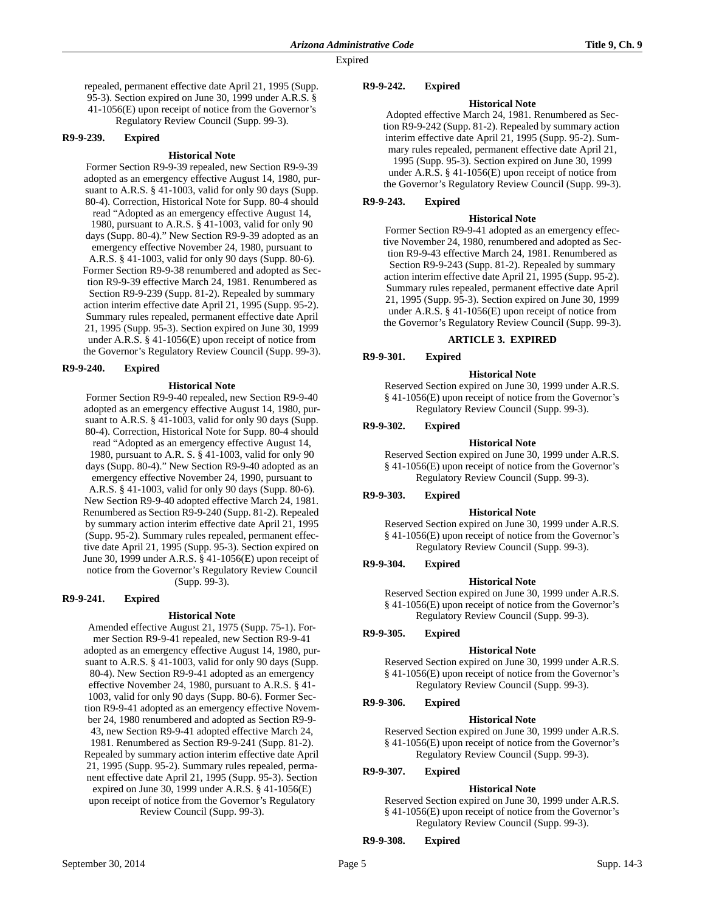repealed, permanent effective date April 21, 1995 (Supp. 95-3). Section expired on June 30, 1999 under A.R.S. § 41-1056(E) upon receipt of notice from the Governor's Regulatory Review Council (Supp. 99-3).

**R9-9-239. Expired**

**Historical Note**

Former Section R9-9-39 repealed, new Section R9-9-39 adopted as an emergency effective August 14, 1980, pursuant to A.R.S. § 41-1003, valid for only 90 days (Supp. 80-4). Correction, Historical Note for Supp. 80-4 should read "Adopted as an emergency effective August 14, 1980, pursuant to A.R.S. § 41-1003, valid for only 90 days (Supp. 80-4)." New Section R9-9-39 adopted as an emergency effective November 24, 1980, pursuant to A.R.S. § 41-1003, valid for only 90 days (Supp. 80-6). Former Section R9-9-38 renumbered and adopted as Section R9-9-39 effective March 24, 1981. Renumbered as Section R9-9-239 (Supp. 81-2). Repealed by summary action interim effective date April 21, 1995 (Supp. 95-2). Summary rules repealed, permanent effective date April 21, 1995 (Supp. 95-3). Section expired on June 30, 1999 under A.R.S. § 41-1056(E) upon receipt of notice from the Governor's Regulatory Review Council (Supp. 99-3).

**R9-9-240. Expired**

**Historical Note**

Former Section R9-9-40 repealed, new Section R9-9-40 adopted as an emergency effective August 14, 1980, pursuant to A.R.S. § 41-1003, valid for only 90 days (Supp. 80-4). Correction, Historical Note for Supp. 80-4 should read "Adopted as an emergency effective August 14, 1980, pursuant to A.R. S. § 41-1003, valid for only 90 days (Supp. 80-4)." New Section R9-9-40 adopted as an emergency effective November 24, 1990, pursuant to A.R.S. § 41-1003, valid for only 90 days (Supp. 80-6). New Section R9-9-40 adopted effective March 24, 1981. Renumbered as Section R9-9-240 (Supp. 81-2). Repealed by summary action interim effective date April 21, 1995 (Supp. 95-2). Summary rules repealed, permanent effective date April 21, 1995 (Supp. 95-3). Section expired on June 30, 1999 under A.R.S. § 41-1056(E) upon receipt of notice from the Governor's Regulatory Review Council (Supp. 99-3).

**R9-9-241. Expired**

**Historical Note**

Amended effective August 21, 1975 (Supp. 75-1). Former Section R9-9-41 repealed, new Section R9-9-41 adopted as an emergency effective August 14, 1980, pursuant to A.R.S. § 41-1003, valid for only 90 days (Supp. 80-4). New Section R9-9-41 adopted as an emergency effective November 24, 1980, pursuant to A.R.S. § 41-1003, valid for only 90 days (Supp. 80-6). Former Section R9-9-41 adopted as an emergency effective November 24, 1980 renumbered and adopted as Section R9-9-43, new Section R9-9-41 adopted effective March 24, 1981. Renumbered as Section R9-9-241 (Supp. 81-2). Repealed by summary action interim effective date April 21, 1995 (Supp. 95-2). Summary rules repealed, permanent effective date April 21, 1995 (Supp. 95-3). Section expired on June 30, 1999 under A.R.S. § 41-1056(E) upon receipt of notice from the Governor's Regulatory Review Council (Supp. 99-3).

**R9-9-242. Expired**

**Historical Note**

Adopted effective March 24, 1981. Renumbered as Section R9-9-242 (Supp. 81-2). Repealed by summary action interim effective date April 21, 1995 (Supp. 95-2). Summary rules repealed, permanent effective date April 21, 1995 (Supp. 95-3). Section expired on June 30, 1999 under A.R.S. § 41-1056(E) upon receipt of notice from the Governor's Regulatory Review Council (Supp. 99-3).

**R9-9-243. Expired**

**Historical Note**

Former Section R9-9-41 adopted as an emergency effective November 24, 1980, renumbered and adopted as Section R9-9-43 effective March 24, 1981. Renumbered as Section R9-9-243 (Supp. 81-2). Repealed by summary action interim effective date April 21, 1995 (Supp. 95-2). Summary rules repealed, permanent effective date April 21, 1995 (Supp. 95-3). Section expired on June 30, 1999 under A.R.S. § 41-1056(E) upon receipt of notice from the Governor's Regulatory Review Council (Supp. 99-3).

## ARTICLE 3. EXPIRED

**R9-9-301. Expired**

**Historical Note**

Reserved Section expired on June 30, 1999 under A.R.S. § 41-1056(E) upon receipt of notice from the Governor's Regulatory Review Council (Supp. 99-3).

**R9-9-302. Expired**

**Historical Note**

Reserved Section expired on June 30, 1999 under A.R.S. § 41-1056(E) upon receipt of notice from the Governor's Regulatory Review Council (Supp. 99-3).

**R9-9-303. Expired**

**Historical Note**

Reserved Section expired on June 30, 1999 under A.R.S. § 41-1056(E) upon receipt of notice from the Governor's Regulatory Review Council (Supp. 99-3).

**R9-9-304. Expired**

**Historical Note**

Reserved Section expired on June 30, 1999 under A.R.S. § 41-1056(E) upon receipt of notice from the Governor's Regulatory Review Council (Supp. 99-3).

**R9-9-305. Expired**

**Historical Note**

Reserved Section expired on June 30, 1999 under A.R.S. § 41-1056(E) upon receipt of notice from the Governor's Regulatory Review Council (Supp. 99-3).

**R9-9-306. Expired**

**Historical Note**

Reserved Section expired on June 30, 1999 under A.R.S. § 41-1056(E) upon receipt of notice from the Governor's Regulatory Review Council (Supp. 99-3).

**R9-9-307. Expired**

**Historical Note**

Reserved Section expired on June 30, 1999 under A.R.S. § 41-1056(E) upon receipt of notice from the Governor's Regulatory Review Council (Supp. 99-3).

**R9-9-308. Expired**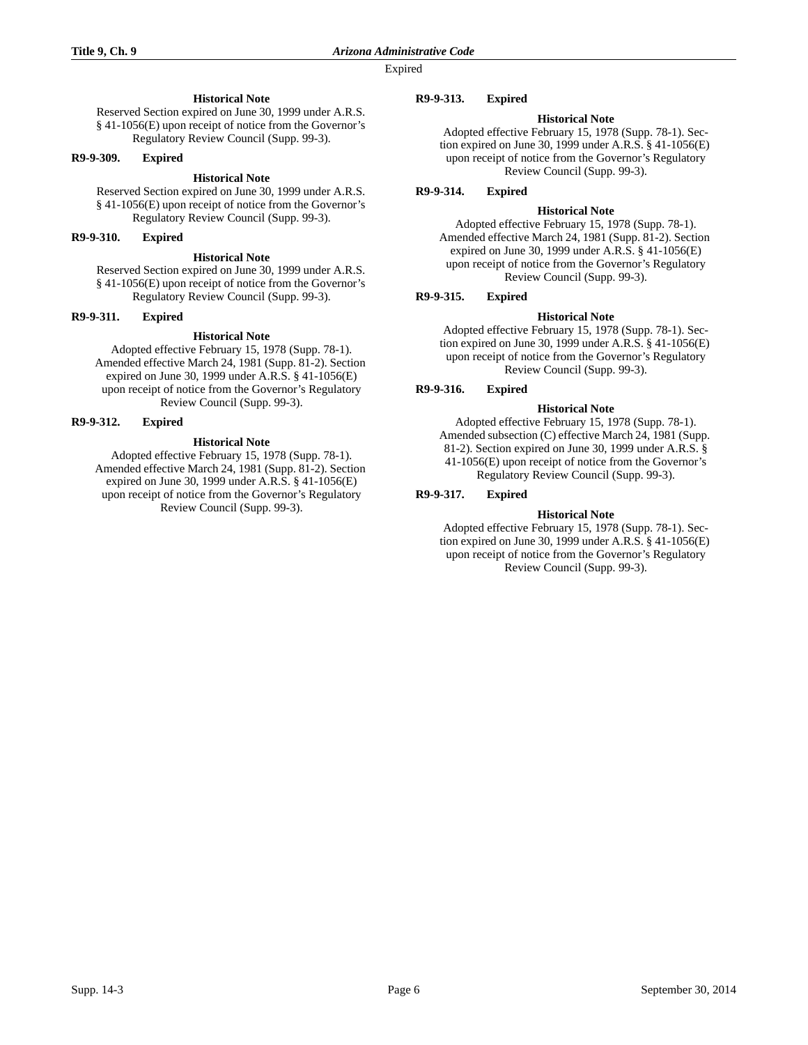#### Historical Note

Reserved Section expired on June 30, 1999 under A.R.S. § 41-1056(E) upon receipt of notice from the Governor's Regulatory Review Council (Supp. 99-3).

### R9-9-309. Expired

#### Historical Note

Reserved Section expired on June 30, 1999 under A.R.S. § 41-1056(E) upon receipt of notice from the Governor's Regulatory Review Council (Supp. 99-3).

### R9-9-310. Expired

#### Historical Note

Reserved Section expired on June 30, 1999 under A.R.S. § 41-1056(E) upon receipt of notice from the Governor's Regulatory Review Council (Supp. 99-3).

### R9-9-311. Expired

#### Historical Note

Adopted effective February 15, 1978 (Supp. 78-1). Amended effective March 24, 1981 (Supp. 81-2). Section expired on June 30, 1999 under A.R.S. § 41-1056(E) upon receipt of notice from the Governor's Regulatory Review Council (Supp. 99-3).

### R9-9-312. Expired

#### Historical Note

Adopted effective February 15, 1978 (Supp. 78-1). Amended effective March 24, 1981 (Supp. 81-2). Section expired on June 30, 1999 under A.R.S. § 41-1056(E) upon receipt of notice from the Governor's Regulatory Review Council (Supp. 99-3).

### R9-9-313. Expired

#### Historical Note

Adopted effective February 15, 1978 (Supp. 78-1). Section expired on June 30, 1999 under A.R.S. § 41-1056(E) upon receipt of notice from the Governor's Regulatory Review Council (Supp. 99-3).

### R9-9-314. Expired

#### Historical Note

Adopted effective February 15, 1978 (Supp. 78-1). Amended effective March 24, 1981 (Supp. 81-2). Section expired on June 30, 1999 under A.R.S. § 41-1056(E) upon receipt of notice from the Governor's Regulatory Review Council (Supp. 99-3).

### R9-9-315. Expired

#### Historical Note

Adopted effective February 15, 1978 (Supp. 78-1). Section expired on June 30, 1999 under A.R.S. § 41-1056(E) upon receipt of notice from the Governor's Regulatory Review Council (Supp. 99-3).

### R9-9-316. Expired

#### Historical Note

Adopted effective February 15, 1978 (Supp. 78-1). Amended subsection (C) effective March 24, 1981 (Supp. 81-2). Section expired on June 30, 1999 under A.R.S. § 41-1056(E) upon receipt of notice from the Governor's Regulatory Review Council (Supp. 99-3).

### R9-9-317. Expired

#### Historical Note

Adopted effective February 15, 1978 (Supp. 78-1). Section expired on June 30, 1999 under A.R.S. § 41-1056(E) upon receipt of notice from the Governor's Regulatory Review Council (Supp. 99-3).